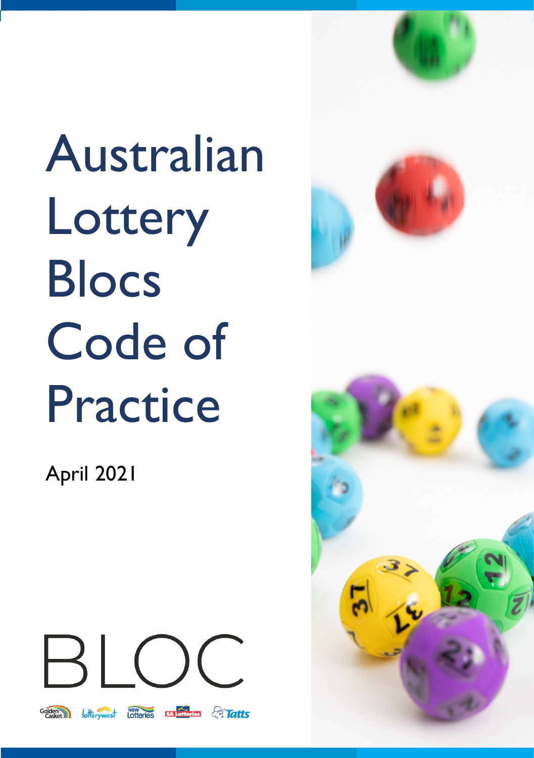# Australian Lottery Blocs Code of Practice

April 2021

BLOC

Golden Casket | lotterywest | NSW Lotteries | SA Lotteries | Tatts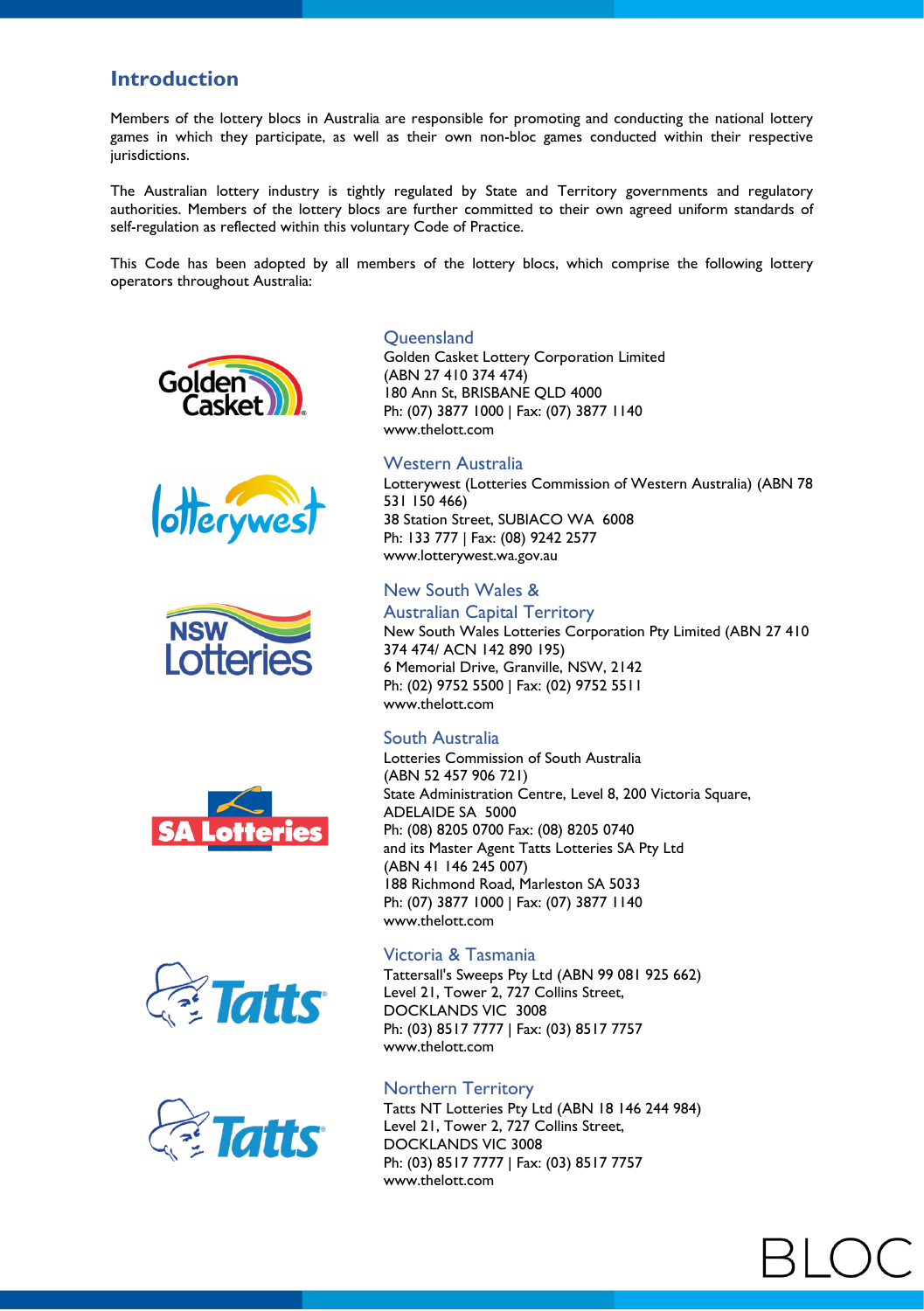## Introduction

Members of the lottery blocs in Australia are responsible for promoting and conducting the national lottery games in which they participate, as well as their own non-bloc games conducted within their respective jurisdictions.

The Australian lottery industry is tightly regulated by State and Territory governments and regulatory authorities. Members of the lottery blocs are further committed to their own agreed uniform standards of self-regulation as reflected within this voluntary Code of Practice.

This Code has been adopted by all members of the lottery blocs, which comprise the following lottery operators throughout Australia:

### Queensland

Golden Casket Lottery Corporation Limited
(ABN 27 410 374 474)
180 Ann St, BRISBANE QLD 4000
Ph: (07) 3877 1000 | Fax: (07) 3877 1140
www.thelott.com

### Western Australia

Lotterywest (Lotteries Commission of Western Australia) (ABN 78 531 150 466)
38 Station Street, SUBIACO WA 6008
Ph: 133 777 | Fax: (08) 9242 2577
www.lotterywest.wa.gov.au

### New South Wales & Australian Capital Territory

New South Wales Lotteries Corporation Pty Limited (ABN 27 410 374 474/ ACN 142 890 195)
6 Memorial Drive, Granville, NSW, 2142
Ph: (02) 9752 5500 | Fax: (02) 9752 5511
www.thelott.com

### South Australia

Lotteries Commission of South Australia
(ABN 52 457 906 721)
State Administration Centre, Level 8, 200 Victoria Square, ADELAIDE SA 5000
Ph: (08) 8205 0700 Fax: (08) 8205 0740
and its Master Agent Tatts Lotteries SA Pty Ltd
(ABN 41 146 245 007)
188 Richmond Road, Marleston SA 5033
Ph: (07) 3877 1000 | Fax: (07) 3877 1140
www.thelott.com

### Victoria & Tasmania

Tattersall's Sweeps Pty Ltd (ABN 99 081 925 662)
Level 21, Tower 2, 727 Collins Street,
DOCKLANDS VIC 3008
Ph: (03) 8517 7777 | Fax: (03) 8517 7757
www.thelott.com

### Northern Territory

Tatts NT Lotteries Pty Ltd (ABN 18 146 244 984)
Level 21, Tower 2, 727 Collins Street,
DOCKLANDS VIC 3008
Ph: (03) 8517 7777 | Fax: (03) 8517 7757
www.thelott.com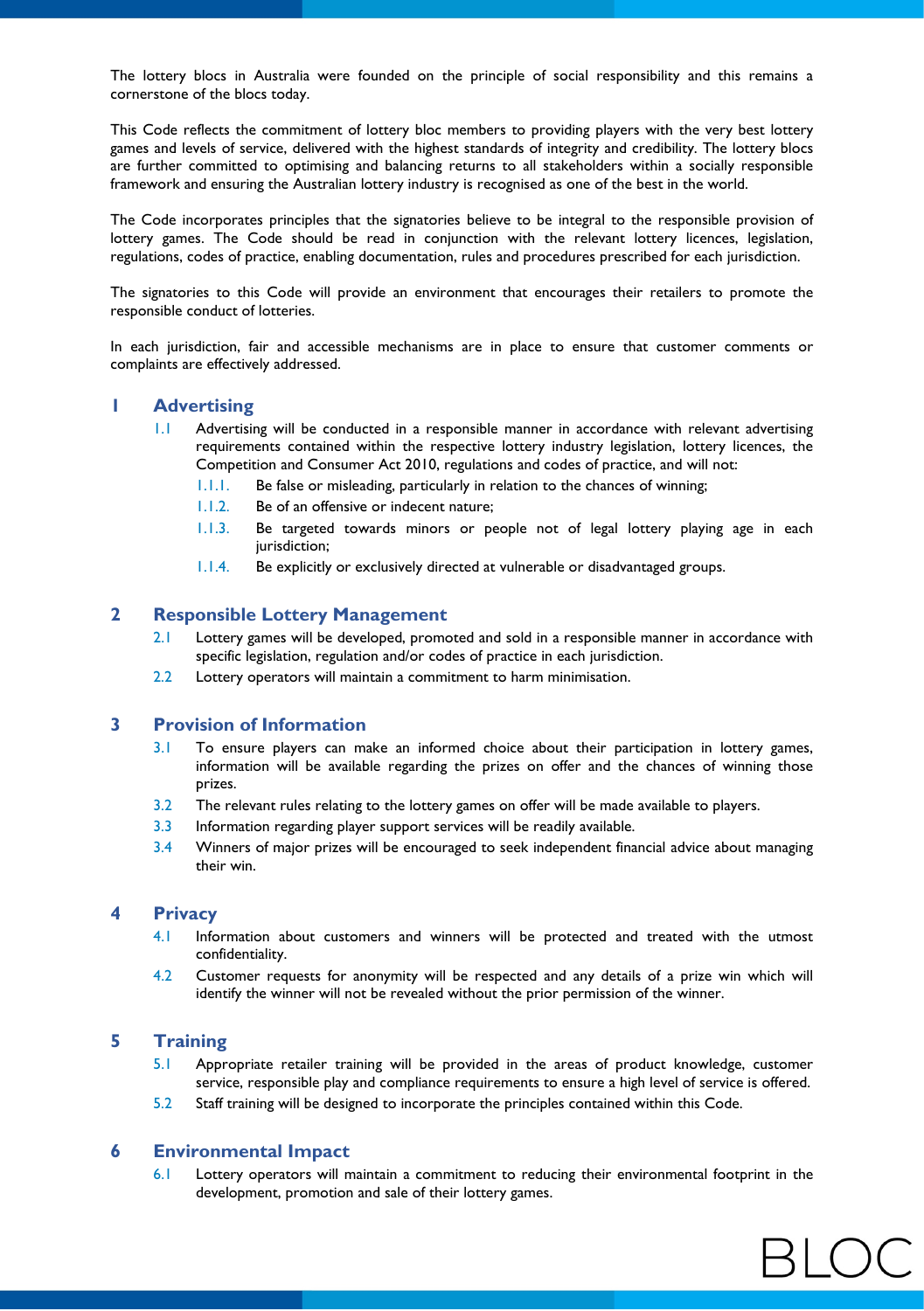The lottery blocs in Australia were founded on the principle of social responsibility and this remains a cornerstone of the blocs today.

This Code reflects the commitment of lottery bloc members to providing players with the very best lottery games and levels of service, delivered with the highest standards of integrity and credibility. The lottery blocs are further committed to optimising and balancing returns to all stakeholders within a socially responsible framework and ensuring the Australian lottery industry is recognised as one of the best in the world.

The Code incorporates principles that the signatories believe to be integral to the responsible provision of lottery games. The Code should be read in conjunction with the relevant lottery licences, legislation, regulations, codes of practice, enabling documentation, rules and procedures prescribed for each jurisdiction.

The signatories to this Code will provide an environment that encourages their retailers to promote the responsible conduct of lotteries.

In each jurisdiction, fair and accessible mechanisms are in place to ensure that customer comments or complaints are effectively addressed.

## 1 Advertising

1.1 Advertising will be conducted in a responsible manner in accordance with relevant advertising requirements contained within the respective lottery industry legislation, lottery licences, the Competition and Consumer Act 2010, regulations and codes of practice, and will not:

- 1.1.1. Be false or misleading, particularly in relation to the chances of winning;
- 1.1.2. Be of an offensive or indecent nature;
- 1.1.3. Be targeted towards minors or people not of legal lottery playing age in each jurisdiction;
- 1.1.4. Be explicitly or exclusively directed at vulnerable or disadvantaged groups.

## 2 Responsible Lottery Management

2.1 Lottery games will be developed, promoted and sold in a responsible manner in accordance with specific legislation, regulation and/or codes of practice in each jurisdiction.

2.2 Lottery operators will maintain a commitment to harm minimisation.

## 3 Provision of Information

3.1 To ensure players can make an informed choice about their participation in lottery games, information will be available regarding the prizes on offer and the chances of winning those prizes.

3.2 The relevant rules relating to the lottery games on offer will be made available to players.

3.3 Information regarding player support services will be readily available.

3.4 Winners of major prizes will be encouraged to seek independent financial advice about managing their win.

## 4 Privacy

4.1 Information about customers and winners will be protected and treated with the utmost confidentiality.

4.2 Customer requests for anonymity will be respected and any details of a prize win which will identify the winner will not be revealed without the prior permission of the winner.

## 5 Training

5.1 Appropriate retailer training will be provided in the areas of product knowledge, customer service, responsible play and compliance requirements to ensure a high level of service is offered.

5.2 Staff training will be designed to incorporate the principles contained within this Code.

## 6 Environmental Impact

6.1 Lottery operators will maintain a commitment to reducing their environmental footprint in the development, promotion and sale of their lottery games.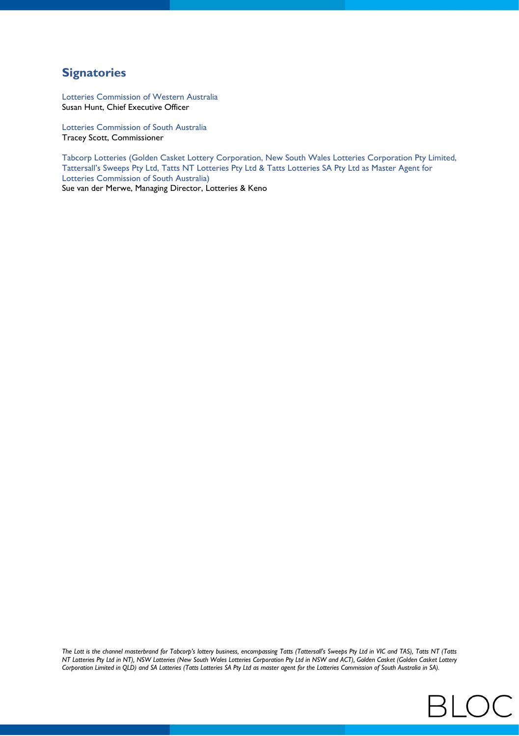## Signatories

Lotteries Commission of Western Australia
Susan Hunt, Chief Executive Officer

Lotteries Commission of South Australia
Tracey Scott, Commissioner

Tabcorp Lotteries (Golden Casket Lottery Corporation, New South Wales Lotteries Corporation Pty Limited, Tattersall's Sweeps Pty Ltd, Tatts NT Lotteries Pty Ltd & Tatts Lotteries SA Pty Ltd as Master Agent for Lotteries Commission of South Australia)
Sue van der Merwe, Managing Director, Lotteries & Keno

*The Lott is the channel masterbrand for Tabcorp's lottery business, encompassing Tatts (Tattersall's Sweeps Pty Ltd in VIC and TAS), Tatts NT (Tatts NT Lotteries Pty Ltd in NT), NSW Lotteries (New South Wales Lotteries Corporation Pty Ltd in NSW and ACT), Golden Casket (Golden Casket Lottery Corporation Limited in QLD) and SA Lotteries (Tatts Lotteries SA Pty Ltd as master agent for the Lotteries Commission of South Australia in SA).*